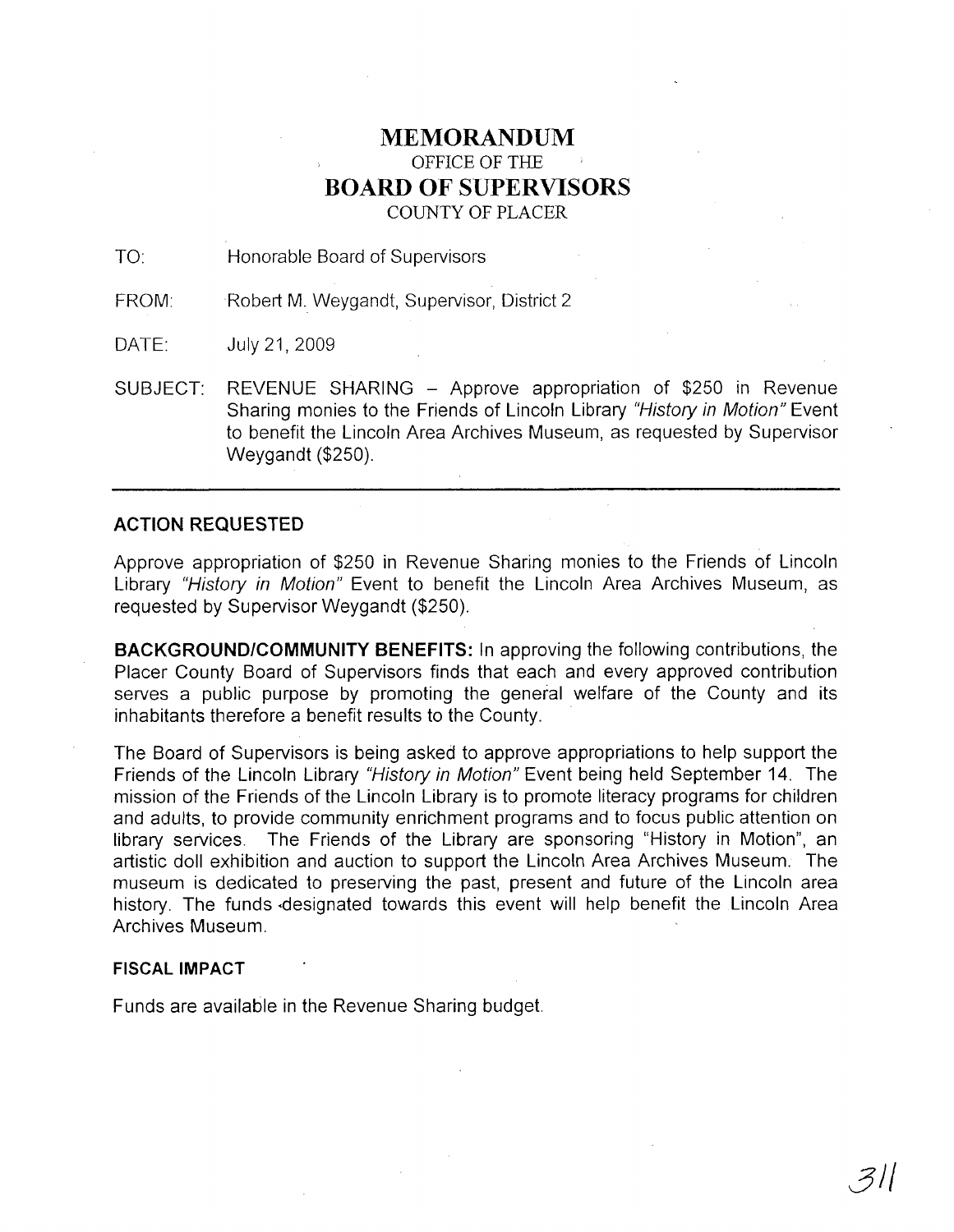# MEMORANDUM
OFFICE OF THE
## BOARD OF SUPERVISORS
COUNTY OF PLACER

TO: Honorable Board of Supervisors

FROM: Robert M. Weygandt, Supervisor, District 2

DATE: July 21, 2009

SUBJECT: REVENUE SHARING – Approve appropriation of $250 in Revenue Sharing monies to the Friends of Lincoln Library *"History in Motion"* Event to benefit the Lincoln Area Archives Museum, as requested by Supervisor Weygandt ($250).

---

### ACTION REQUESTED

Approve appropriation of $250 in Revenue Sharing monies to the Friends of Lincoln Library *"History in Motion"* Event to benefit the Lincoln Area Archives Museum, as requested by Supervisor Weygandt ($250).

**BACKGROUND/COMMUNITY BENEFITS:** In approving the following contributions, the Placer County Board of Supervisors finds that each and every approved contribution serves a public purpose by promoting the general welfare of the County and its inhabitants therefore a benefit results to the County.

The Board of Supervisors is being asked to approve appropriations to help support the Friends of the Lincoln Library *"History in Motion"* Event being held September 14. The mission of the Friends of the Lincoln Library is to promote literacy programs for children and adults, to provide community enrichment programs and to focus public attention on library services. The Friends of the Library are sponsoring "History in Motion", an artistic doll exhibition and auction to support the Lincoln Area Archives Museum. The museum is dedicated to preserving the past, present and future of the Lincoln area history. The funds designated towards this event will help benefit the Lincoln Area Archives Museum.

### FISCAL IMPACT

Funds are available in the Revenue Sharing budget.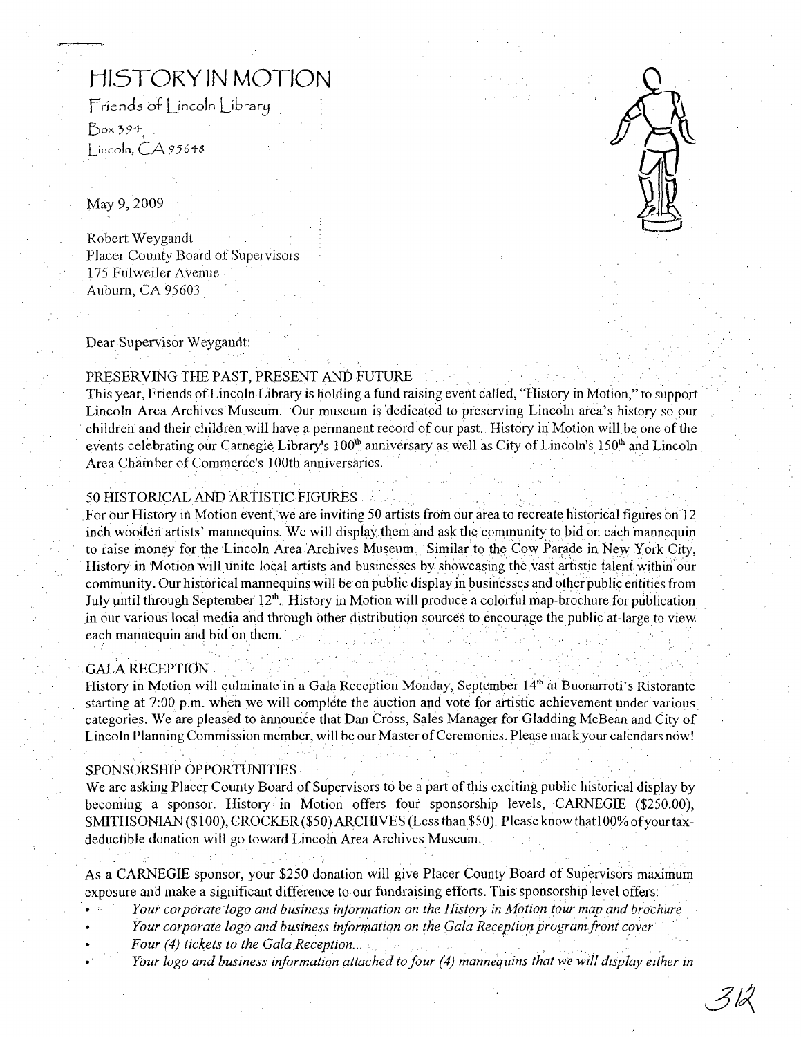# HISTORY IN MOTION

Friends of Lincoln Library
Box 394
Lincoln, CA 95648

May 9, 2009

Robert Weygandt
Placer County Board of Supervisors
175 Fulweiler Avenue
Auburn, CA 95603

Dear Supervisor Weygandt:

## PRESERVING THE PAST, PRESENT AND FUTURE

This year, Friends of Lincoln Library is holding a fund raising event called, "History in Motion," to support Lincoln Area Archives Museum. Our museum is dedicated to preserving Lincoln area's history so our children and their children will have a permanent record of our past. History in Motion will be one of the events celebrating our Carnegie Library's 100th anniversary as well as City of Lincoln's 150th and Lincoln Area Chamber of Commerce's 100th anniversaries.

## 50 HISTORICAL AND ARTISTIC FIGURES

For our History in Motion event, we are inviting 50 artists from our area to recreate historical figures on 12 inch wooden artists' mannequins. We will display them and ask the community to bid on each mannequin to raise money for the Lincoln Area Archives Museum. Similar to the Cow Parade in New York City, History in Motion will unite local artists and businesses by showcasing the vast artistic talent within our community. Our historical mannequins will be on public display in businesses and other public entities from July until through September 12th. History in Motion will produce a colorful map-brochure for publication in our various local media and through other distribution sources to encourage the public at-large to view each mannequin and bid on them.

## GALA RECEPTION

History in Motion will culminate in a Gala Reception Monday, September 14th at Buonarroti's Ristorante starting at 7:00 p.m. when we will complete the auction and vote for artistic achievement under various categories. We are pleased to announce that Dan Cross, Sales Manager for Gladding McBean and City of Lincoln Planning Commission member, will be our Master of Ceremonies. Please mark your calendars now!

## SPONSORSHIP OPPORTUNITIES

We are asking Placer County Board of Supervisors to be a part of this exciting public historical display by becoming a sponsor. History in Motion offers four sponsorship levels, CARNEGIE ($250.00), SMITHSONIAN ($100), CROCKER ($50) ARCHIVES (Less than $50). Please know that 100% of your tax-deductible donation will go toward Lincoln Area Archives Museum.

As a CARNEGIE sponsor, your $250 donation will give Placer County Board of Supervisors maximum exposure and make a significant difference to our fundraising efforts. This sponsorship level offers:

- *Your corporate logo and business information on the History in Motion tour map and brochure*
- *Your corporate logo and business information on the Gala Reception program front cover*
- *Four (4) tickets to the Gala Reception...*
- *Your logo and business information attached to four (4) mannequins that we will display either in*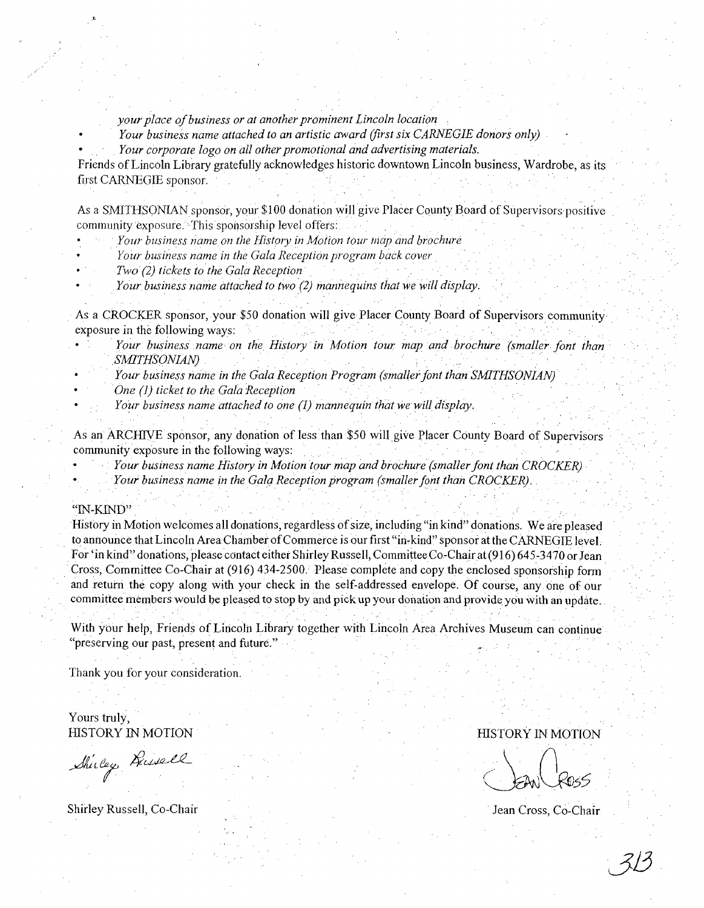*your place of business or at another prominent Lincoln location*

- *Your business name attached to an artistic award (first six CARNEGIE donors only)*
- *Your corporate logo on all other promotional and advertising materials.*

Friends of Lincoln Library gratefully acknowledges historic downtown Lincoln business, Wardrobe, as its first CARNEGIE sponsor.

As a SMITHSONIAN sponsor, your $100 donation will give Placer County Board of Supervisors positive community exposure. This sponsorship level offers:

- *Your business name on the History in Motion tour map and brochure*
- *Your business name in the Gala Reception program back cover*
- *Two (2) tickets to the Gala Reception*
- *Your business name attached to two (2) mannequins that we will display.*

As a CROCKER sponsor, your $50 donation will give Placer County Board of Supervisors community exposure in the following ways:

- *Your business name on the History in Motion tour map and brochure (smaller font than SMITHSONIAN)*
- *Your business name in the Gala Reception Program (smaller font than SMITHSONIAN)*
- *One (1) ticket to the Gala Reception*
- *Your business name attached to one (1) mannequin that we will display.*

As an ARCHIVE sponsor, any donation of less than $50 will give Placer County Board of Supervisors community exposure in the following ways:

- *Your business name History in Motion tour map and brochure (smaller font than CROCKER)*
- *Your business name in the Gala Reception program (smaller font than CROCKER).*

"IN-KIND"

History in Motion welcomes all donations, regardless of size, including "in kind" donations. We are pleased to announce that Lincoln Area Chamber of Commerce is our first "in-kind" sponsor at the CARNEGIE level. For 'in kind" donations, please contact either Shirley Russell, Committee Co-Chair at (916) 645-3470 or Jean Cross, Committee Co-Chair at (916) 434-2500. Please complete and copy the enclosed sponsorship form and return the copy along with your check in the self-addressed envelope. Of course, any one of our committee members would be pleased to stop by and pick up your donation and provide you with an update.

With your help, Friends of Lincoln Library together with Lincoln Area Archives Museum can continue "preserving our past, present and future."

Thank you for your consideration.

Yours truly,
HISTORY IN MOTION

Shirley Russell

Shirley Russell, Co-Chair

HISTORY IN MOTION

Jean Cross

Jean Cross, Co-Chair